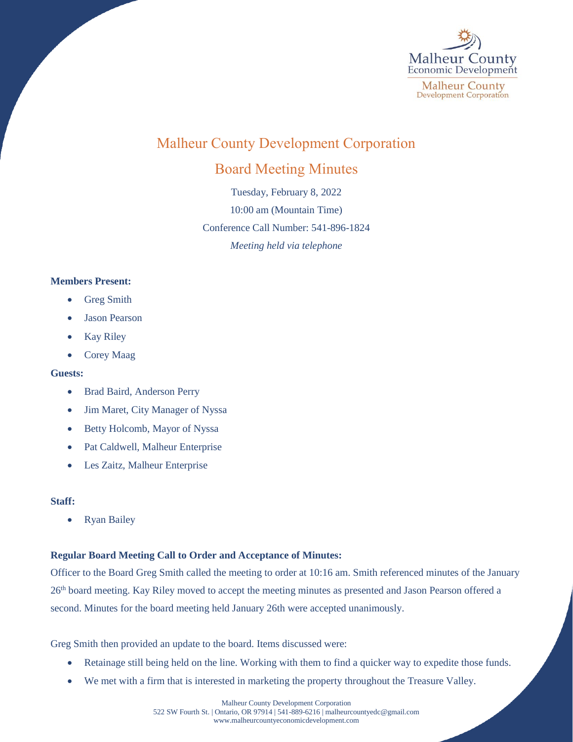# Malheur County Development Corporation

## Board Meeting Minutes

Tuesday, February 8, 2022

10:00 am (Mountain Time)

Conference Call Number: 541-896-1824

*Meeting held via telephone*

**Members Present:**

- Greg Smith
- Jason Pearson
- Kay Riley
- Corey Maag

**Guests:**

- Brad Baird, Anderson Perry
- Jim Maret, City Manager of Nyssa
- Betty Holcomb, Mayor of Nyssa
- Pat Caldwell, Malheur Enterprise
- Les Zaitz, Malheur Enterprise

**Staff:**

- Ryan Bailey

**Regular Board Meeting Call to Order and Acceptance of Minutes:**

Officer to the Board Greg Smith called the meeting to order at 10:16 am. Smith referenced minutes of the January 26th board meeting. Kay Riley moved to accept the meeting minutes as presented and Jason Pearson offered a second. Minutes for the board meeting held January 26th were accepted unanimously.

Greg Smith then provided an update to the board. Items discussed were:

- Retainage still being held on the line. Working with them to find a quicker way to expedite those funds.
- We met with a firm that is interested in marketing the property throughout the Treasure Valley.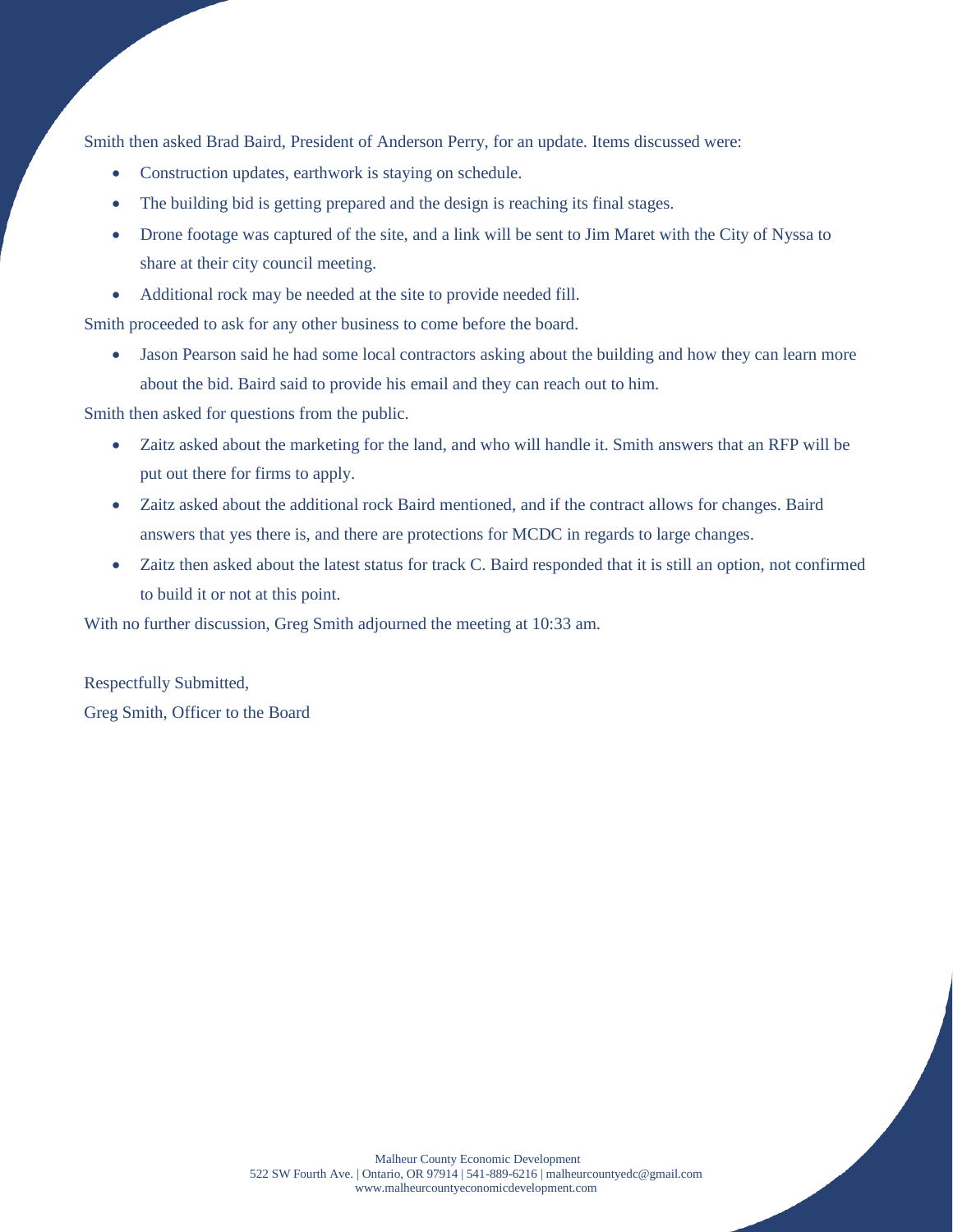Smith then asked Brad Baird, President of Anderson Perry, for an update. Items discussed were:

- Construction updates, earthwork is staying on schedule.
- The building bid is getting prepared and the design is reaching its final stages.
- Drone footage was captured of the site, and a link will be sent to Jim Maret with the City of Nyssa to share at their city council meeting.
- Additional rock may be needed at the site to provide needed fill.

Smith proceeded to ask for any other business to come before the board.

- Jason Pearson said he had some local contractors asking about the building and how they can learn more about the bid. Baird said to provide his email and they can reach out to him.

Smith then asked for questions from the public.

- Zaitz asked about the marketing for the land, and who will handle it. Smith answers that an RFP will be put out there for firms to apply.
- Zaitz asked about the additional rock Baird mentioned, and if the contract allows for changes. Baird answers that yes there is, and there are protections for MCDC in regards to large changes.
- Zaitz then asked about the latest status for track C. Baird responded that it is still an option, not confirmed to build it or not at this point.

With no further discussion, Greg Smith adjourned the meeting at 10:33 am.

Respectfully Submitted,
Greg Smith, Officer to the Board